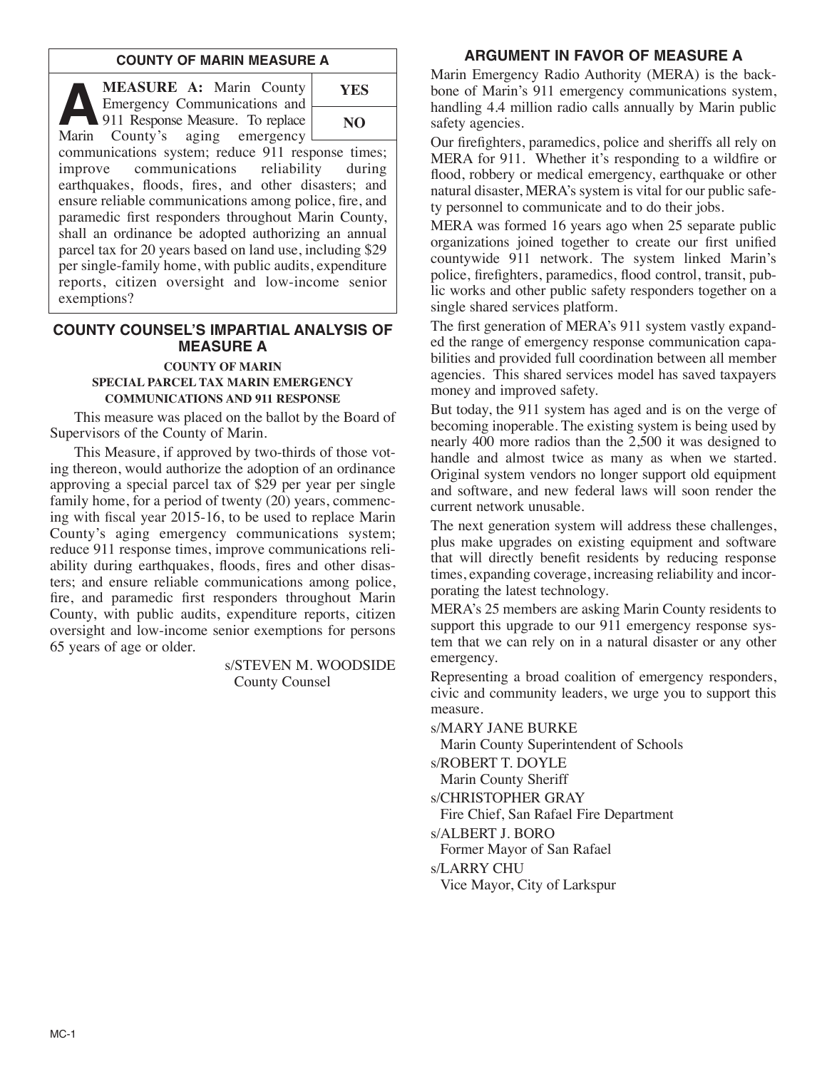## COUNTY OF MARIN MEASURE A

**A** **MEASURE A:** Marin County Emergency Communications and 911 Response Measure. To replace Marin County's aging emergency communications system; reduce 911 response times; improve communications reliability during earthquakes, floods, fires, and other disasters; and ensure reliable communications among police, fire, and paramedic first responders throughout Marin County, shall an ordinance be adopted authorizing an annual parcel tax for 20 years based on land use, including $29 per single-family home, with public audits, expenditure reports, citizen oversight and low-income senior exemptions?

| YES |
|---|
| NO |

## COUNTY COUNSEL'S IMPARTIAL ANALYSIS OF MEASURE A

**COUNTY OF MARIN**
**SPECIAL PARCEL TAX MARIN EMERGENCY COMMUNICATIONS AND 911 RESPONSE**

This measure was placed on the ballot by the Board of Supervisors of the County of Marin.

This Measure, if approved by two-thirds of those voting thereon, would authorize the adoption of an ordinance approving a special parcel tax of $29 per year per single family home, for a period of twenty (20) years, commencing with fiscal year 2015-16, to be used to replace Marin County's aging emergency communications system; reduce 911 response times, improve communications reliability during earthquakes, floods, fires and other disasters; and ensure reliable communications among police, fire, and paramedic first responders throughout Marin County, with public audits, expenditure reports, citizen oversight and low-income senior exemptions for persons 65 years of age or older.

s/STEVEN M. WOODSIDE
County Counsel

## ARGUMENT IN FAVOR OF MEASURE A

Marin Emergency Radio Authority (MERA) is the backbone of Marin's 911 emergency communications system, handling 4.4 million radio calls annually by Marin public safety agencies.

Our firefighters, paramedics, police and sheriffs all rely on MERA for 911. Whether it's responding to a wildfire or flood, robbery or medical emergency, earthquake or other natural disaster, MERA's system is vital for our public safety personnel to communicate and to do their jobs.

MERA was formed 16 years ago when 25 separate public organizations joined together to create our first unified countywide 911 network. The system linked Marin's police, firefighters, paramedics, flood control, transit, public works and other public safety responders together on a single shared services platform.

The first generation of MERA's 911 system vastly expanded the range of emergency response communication capabilities and provided full coordination between all member agencies. This shared services model has saved taxpayers money and improved safety.

But today, the 911 system has aged and is on the verge of becoming inoperable. The existing system is being used by nearly 400 more radios than the 2,500 it was designed to handle and almost twice as many as when we started. Original system vendors no longer support old equipment and software, and new federal laws will soon render the current network unusable.

The next generation system will address these challenges, plus make upgrades on existing equipment and software that will directly benefit residents by reducing response times, expanding coverage, increasing reliability and incorporating the latest technology.

MERA's 25 members are asking Marin County residents to support this upgrade to our 911 emergency response system that we can rely on in a natural disaster or any other emergency.

Representing a broad coalition of emergency responders, civic and community leaders, we urge you to support this measure.

s/MARY JANE BURKE
Marin County Superintendent of Schools

s/ROBERT T. DOYLE
Marin County Sheriff

s/CHRISTOPHER GRAY
Fire Chief, San Rafael Fire Department

s/ALBERT J. BORO
Former Mayor of San Rafael

s/LARRY CHU
Vice Mayor, City of Larkspur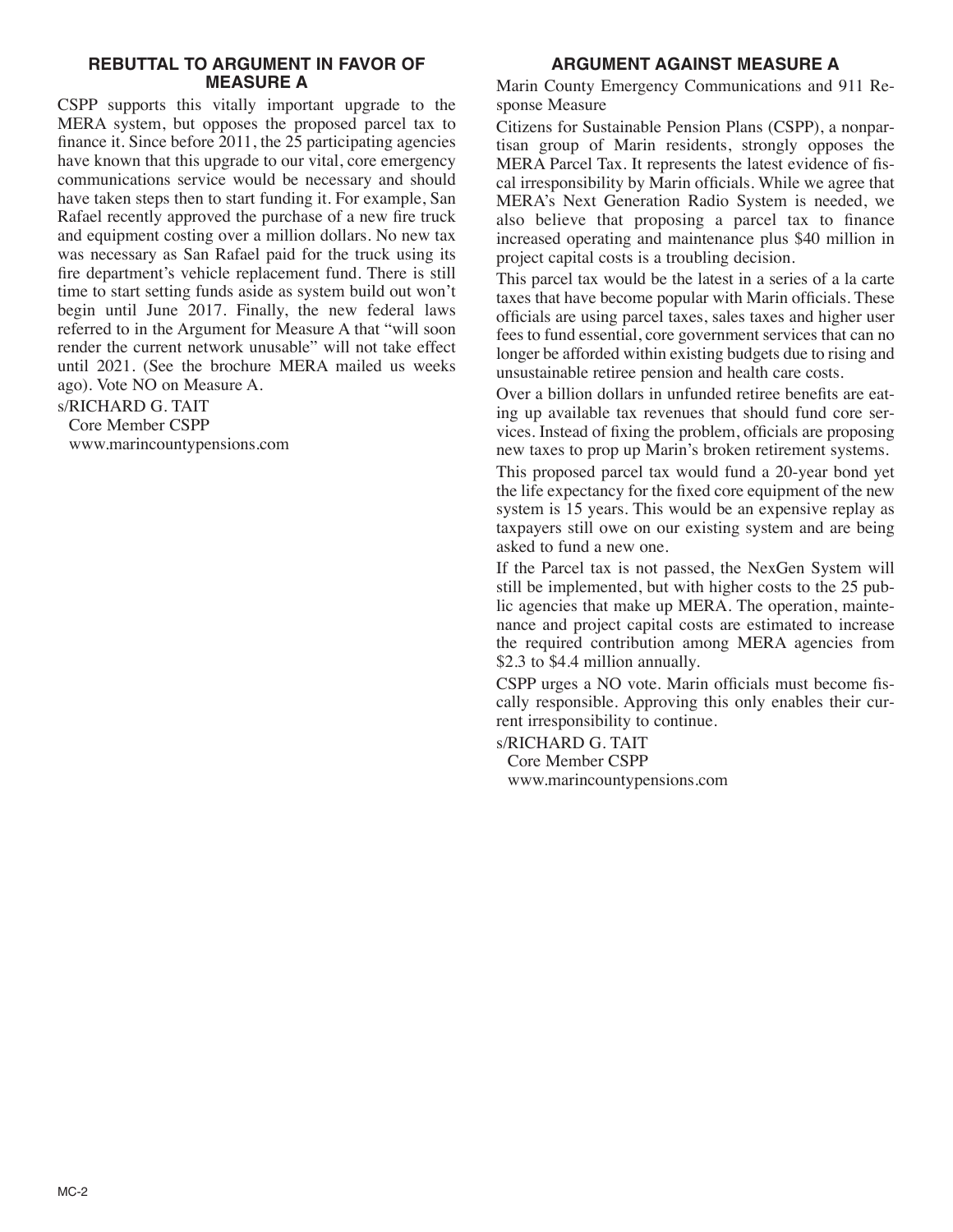## REBUTTAL TO ARGUMENT IN FAVOR OF MEASURE A

CSPP supports this vitally important upgrade to the MERA system, but opposes the proposed parcel tax to finance it. Since before 2011, the 25 participating agencies have known that this upgrade to our vital, core emergency communications service would be necessary and should have taken steps then to start funding it. For example, San Rafael recently approved the purchase of a new fire truck and equipment costing over a million dollars. No new tax was necessary as San Rafael paid for the truck using its fire department's vehicle replacement fund. There is still time to start setting funds aside as system build out won't begin until June 2017. Finally, the new federal laws referred to in the Argument for Measure A that "will soon render the current network unusable" will not take effect until 2021. (See the brochure MERA mailed us weeks ago). Vote NO on Measure A.

s/RICHARD G. TAIT
Core Member CSPP
www.marincountypensions.com

## ARGUMENT AGAINST MEASURE A

Marin County Emergency Communications and 911 Response Measure

Citizens for Sustainable Pension Plans (CSPP), a nonpartisan group of Marin residents, strongly opposes the MERA Parcel Tax. It represents the latest evidence of fiscal irresponsibility by Marin officials. While we agree that MERA's Next Generation Radio System is needed, we also believe that proposing a parcel tax to finance increased operating and maintenance plus $40 million in project capital costs is a troubling decision.

This parcel tax would be the latest in a series of a la carte taxes that have become popular with Marin officials. These officials are using parcel taxes, sales taxes and higher user fees to fund essential, core government services that can no longer be afforded within existing budgets due to rising and unsustainable retiree pension and health care costs.

Over a billion dollars in unfunded retiree benefits are eating up available tax revenues that should fund core services. Instead of fixing the problem, officials are proposing new taxes to prop up Marin's broken retirement systems.

This proposed parcel tax would fund a 20-year bond yet the life expectancy for the fixed core equipment of the new system is 15 years. This would be an expensive replay as taxpayers still owe on our existing system and are being asked to fund a new one.

If the Parcel tax is not passed, the NexGen System will still be implemented, but with higher costs to the 25 public agencies that make up MERA. The operation, maintenance and project capital costs are estimated to increase the required contribution among MERA agencies from $2.3 to $4.4 million annually.

CSPP urges a NO vote. Marin officials must become fiscally responsible. Approving this only enables their current irresponsibility to continue.

s/RICHARD G. TAIT
Core Member CSPP
www.marincountypensions.com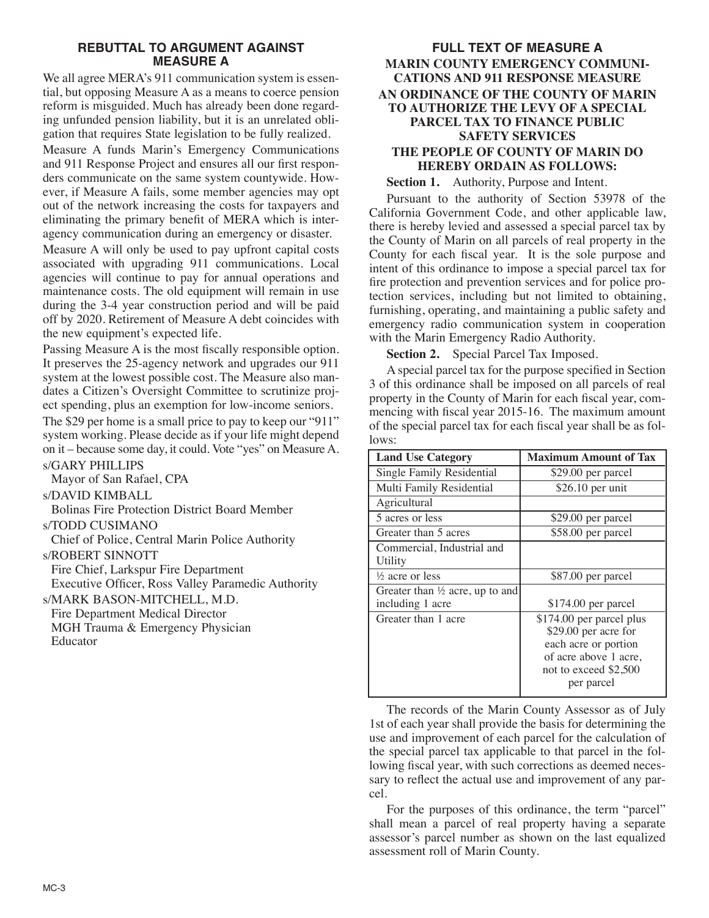## REBUTTAL TO ARGUMENT AGAINST MEASURE A

We all agree MERA's 911 communication system is essential, but opposing Measure A as a means to coerce pension reform is misguided. Much has already been done regarding unfunded pension liability, but it is an unrelated obligation that requires State legislation to be fully realized.

Measure A funds Marin's Emergency Communications and 911 Response Project and ensures all our first responders communicate on the same system countywide. However, if Measure A fails, some member agencies may opt out of the network increasing the costs for taxpayers and eliminating the primary benefit of MERA which is interagency communication during an emergency or disaster.

Measure A will only be used to pay upfront capital costs associated with upgrading 911 communications. Local agencies will continue to pay for annual operations and maintenance costs. The old equipment will remain in use during the 3-4 year construction period and will be paid off by 2020. Retirement of Measure A debt coincides with the new equipment's expected life.

Passing Measure A is the most fiscally responsible option. It preserves the 25-agency network and upgrades our 911 system at the lowest possible cost. The Measure also mandates a Citizen's Oversight Committee to scrutinize project spending, plus an exemption for low-income seniors.

The $29 per home is a small price to pay to keep our "911" system working. Please decide as if your life might depend on it – because some day, it could. Vote "yes" on Measure A.

s/GARY PHILLIPS
Mayor of San Rafael, CPA

s/DAVID KIMBALL
Bolinas Fire Protection District Board Member

s/TODD CUSIMANO
Chief of Police, Central Marin Police Authority

s/ROBERT SINNOTT
Fire Chief, Larkspur Fire Department
Executive Officer, Ross Valley Paramedic Authority

s/MARK BASON-MITCHELL, M.D.
Fire Department Medical Director
MGH Trauma & Emergency Physician
Educator

## FULL TEXT OF MEASURE A

### MARIN COUNTY EMERGENCY COMMUNICATIONS AND 911 RESPONSE MEASURE

### AN ORDINANCE OF THE COUNTY OF MARIN TO AUTHORIZE THE LEVY OF A SPECIAL PARCEL TAX TO FINANCE PUBLIC SAFETY SERVICES

### THE PEOPLE OF COUNTY OF MARIN DO HEREBY ORDAIN AS FOLLOWS:

**Section 1.** Authority, Purpose and Intent.

Pursuant to the authority of Section 53978 of the California Government Code, and other applicable law, there is hereby levied and assessed a special parcel tax by the County of Marin on all parcels of real property in the County for each fiscal year. It is the sole purpose and intent of this ordinance to impose a special parcel tax for fire protection and prevention services and for police protection services, including but not limited to obtaining, furnishing, operating, and maintaining a public safety and emergency radio communication system in cooperation with the Marin Emergency Radio Authority.

**Section 2.** Special Parcel Tax Imposed.

A special parcel tax for the purpose specified in Section 3 of this ordinance shall be imposed on all parcels of real property in the County of Marin for each fiscal year, commencing with fiscal year 2015-16. The maximum amount of the special parcel tax for each fiscal year shall be as follows:

| Land Use Category | Maximum Amount of Tax |
|---|---|
| Single Family Residential | $29.00 per parcel |
| Multi Family Residential | $26.10 per unit |
| Agricultural | |
| 5 acres or less | $29.00 per parcel |
| Greater than 5 acres | $58.00 per parcel |
| Commercial, Industrial and Utility | |
| ½ acre or less | $87.00 per parcel |
| Greater than ½ acre, up to and including 1 acre | $174.00 per parcel |
| Greater than 1 acre | $174.00 per parcel plus $29.00 per acre for each acre or portion of acre above 1 acre, not to exceed $2,500 per parcel |

The records of the Marin County Assessor as of July 1st of each year shall provide the basis for determining the use and improvement of each parcel for the calculation of the special parcel tax applicable to that parcel in the following fiscal year, with such corrections as deemed necessary to reflect the actual use and improvement of any parcel.

For the purposes of this ordinance, the term "parcel" shall mean a parcel of real property having a separate assessor's parcel number as shown on the last equalized assessment roll of Marin County.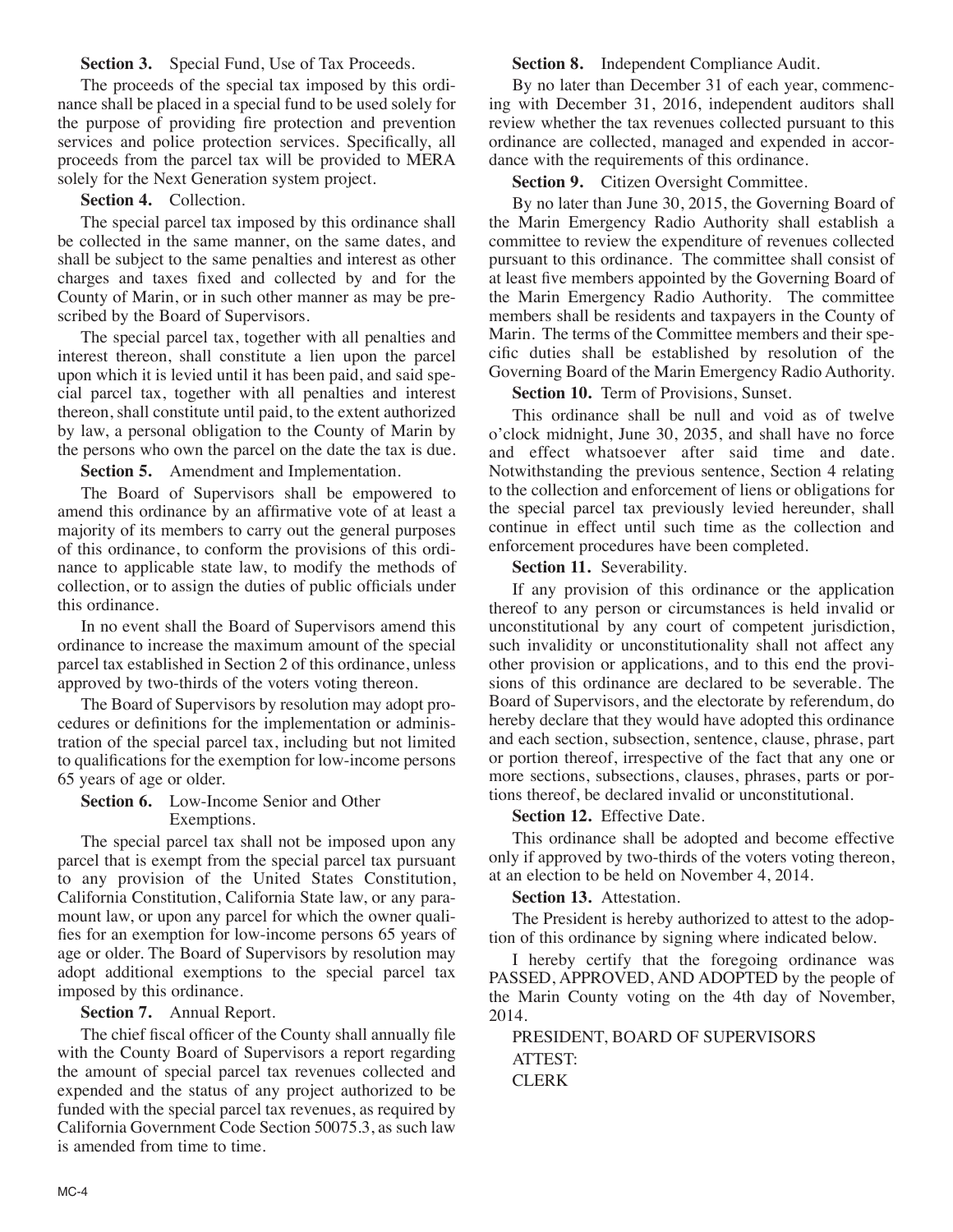**Section 3.** Special Fund, Use of Tax Proceeds.

The proceeds of the special tax imposed by this ordinance shall be placed in a special fund to be used solely for the purpose of providing fire protection and prevention services and police protection services. Specifically, all proceeds from the parcel tax will be provided to MERA solely for the Next Generation system project.

**Section 4.** Collection.

The special parcel tax imposed by this ordinance shall be collected in the same manner, on the same dates, and shall be subject to the same penalties and interest as other charges and taxes fixed and collected by and for the County of Marin, or in such other manner as may be prescribed by the Board of Supervisors.

The special parcel tax, together with all penalties and interest thereon, shall constitute a lien upon the parcel upon which it is levied until it has been paid, and said special parcel tax, together with all penalties and interest thereon, shall constitute until paid, to the extent authorized by law, a personal obligation to the County of Marin by the persons who own the parcel on the date the tax is due.

**Section 5.** Amendment and Implementation.

The Board of Supervisors shall be empowered to amend this ordinance by an affirmative vote of at least a majority of its members to carry out the general purposes of this ordinance, to conform the provisions of this ordinance to applicable state law, to modify the methods of collection, or to assign the duties of public officials under this ordinance.

In no event shall the Board of Supervisors amend this ordinance to increase the maximum amount of the special parcel tax established in Section 2 of this ordinance, unless approved by two-thirds of the voters voting thereon.

The Board of Supervisors by resolution may adopt procedures or definitions for the implementation or administration of the special parcel tax, including but not limited to qualifications for the exemption for low-income persons 65 years of age or older.

**Section 6.** Low-Income Senior and Other Exemptions.

The special parcel tax shall not be imposed upon any parcel that is exempt from the special parcel tax pursuant to any provision of the United States Constitution, California Constitution, California State law, or any paramount law, or upon any parcel for which the owner qualifies for an exemption for low-income persons 65 years of age or older. The Board of Supervisors by resolution may adopt additional exemptions to the special parcel tax imposed by this ordinance.

**Section 7.** Annual Report.

The chief fiscal officer of the County shall annually file with the County Board of Supervisors a report regarding the amount of special parcel tax revenues collected and expended and the status of any project authorized to be funded with the special parcel tax revenues, as required by California Government Code Section 50075.3, as such law is amended from time to time.

**Section 8.** Independent Compliance Audit.

By no later than December 31 of each year, commencing with December 31, 2016, independent auditors shall review whether the tax revenues collected pursuant to this ordinance are collected, managed and expended in accordance with the requirements of this ordinance.

**Section 9.** Citizen Oversight Committee.

By no later than June 30, 2015, the Governing Board of the Marin Emergency Radio Authority shall establish a committee to review the expenditure of revenues collected pursuant to this ordinance. The committee shall consist of at least five members appointed by the Governing Board of the Marin Emergency Radio Authority. The committee members shall be residents and taxpayers in the County of Marin. The terms of the Committee members and their specific duties shall be established by resolution of the Governing Board of the Marin Emergency Radio Authority.

**Section 10.** Term of Provisions, Sunset.

This ordinance shall be null and void as of twelve o'clock midnight, June 30, 2035, and shall have no force and effect whatsoever after said time and date. Notwithstanding the previous sentence, Section 4 relating to the collection and enforcement of liens or obligations for the special parcel tax previously levied hereunder, shall continue in effect until such time as the collection and enforcement procedures have been completed.

**Section 11.** Severability.

If any provision of this ordinance or the application thereof to any person or circumstances is held invalid or unconstitutional by any court of competent jurisdiction, such invalidity or unconstitutionality shall not affect any other provision or applications, and to this end the provisions of this ordinance are declared to be severable. The Board of Supervisors, and the electorate by referendum, do hereby declare that they would have adopted this ordinance and each section, subsection, sentence, clause, phrase, part or portion thereof, irrespective of the fact that any one or more sections, subsections, clauses, phrases, parts or portions thereof, be declared invalid or unconstitutional.

**Section 12.** Effective Date.

This ordinance shall be adopted and become effective only if approved by two-thirds of the voters voting thereon, at an election to be held on November 4, 2014.

**Section 13.** Attestation.

The President is hereby authorized to attest to the adoption of this ordinance by signing where indicated below.

I hereby certify that the foregoing ordinance was PASSED, APPROVED, AND ADOPTED by the people of the Marin County voting on the 4th day of November, 2014.

PRESIDENT, BOARD OF SUPERVISORS

ATTEST:

CLERK